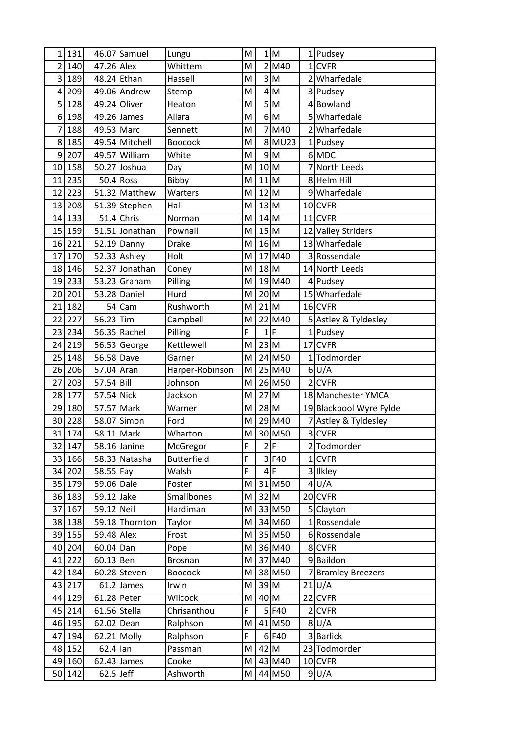| | | | | | | | | | |
|---|---|---|---|---|---|---|---|---|---|
| 1 | 131 | 46.07 | Samuel | Lungu | M | 1 | M | 1 | Pudsey |
| 2 | 140 | 47.26 | Alex | Whittem | M | 2 | M40 | 1 | CVFR |
| 3 | 189 | 48.24 | Ethan | Hassell | M | 3 | M | 2 | Wharfedale |
| 4 | 209 | 49.06 | Andrew | Stemp | M | 4 | M | 3 | Pudsey |
| 5 | 128 | 49.24 | Oliver | Heaton | M | 5 | M | 4 | Bowland |
| 6 | 198 | 49.26 | James | Allara | M | 6 | M | 5 | Wharfedale |
| 7 | 188 | 49.53 | Marc | Sennett | M | 7 | M40 | 2 | Wharfedale |
| 8 | 185 | 49.54 | Mitchell | Boocock | M | 8 | MU23 | 1 | Pudsey |
| 9 | 207 | 49.57 | William | White | M | 9 | M | 6 | MDC |
| 10 | 158 | 50.27 | Joshua | Day | M | 10 | M | 7 | North Leeds |
| 11 | 235 | 50.4 | Ross | Bibby | M | 11 | M | 8 | Helm Hill |
| 12 | 223 | 51.32 | Matthew | Warters | M | 12 | M | 9 | Wharfedale |
| 13 | 208 | 51.39 | Stephen | Hall | M | 13 | M | 10 | CVFR |
| 14 | 133 | 51.4 | Chris | Norman | M | 14 | M | 11 | CVFR |
| 15 | 159 | 51.51 | Jonathan | Pownall | M | 15 | M | 12 | Valley Striders |
| 16 | 221 | 52.19 | Danny | Drake | M | 16 | M | 13 | Wharfedale |
| 17 | 170 | 52.33 | Ashley | Holt | M | 17 | M40 | 3 | Rossendale |
| 18 | 146 | 52.37 | Jonathan | Coney | M | 18 | M | 14 | North Leeds |
| 19 | 233 | 53.23 | Graham | Pilling | M | 19 | M40 | 4 | Pudsey |
| 20 | 201 | 53.28 | Daniel | Hurd | M | 20 | M | 15 | Wharfedale |
| 21 | 182 | 54 | Cam | Rushworth | M | 21 | M | 16 | CVFR |
| 22 | 227 | 56.23 | Tim | Campbell | M | 22 | M40 | 5 | Astley & Tyldesley |
| 23 | 234 | 56.35 | Rachel | Pilling | F | 1 | F | 1 | Pudsey |
| 24 | 219 | 56.53 | George | Kettlewell | M | 23 | M | 17 | CVFR |
| 25 | 148 | 56.58 | Dave | Garner | M | 24 | M50 | 1 | Todmorden |
| 26 | 206 | 57.04 | Aran | Harper-Robinson | M | 25 | M40 | 6 | U/A |
| 27 | 203 | 57.54 | Bill | Johnson | M | 26 | M50 | 2 | CVFR |
| 28 | 177 | 57.54 | Nick | Jackson | M | 27 | M | 18 | Manchester YMCA |
| 29 | 180 | 57.57 | Mark | Warner | M | 28 | M | 19 | Blackpool Wyre Fylde |
| 30 | 228 | 58.07 | Simon | Ford | M | 29 | M40 | 7 | Astley & Tyldesley |
| 31 | 174 | 58.11 | Mark | Wharton | M | 30 | M50 | 3 | CVFR |
| 32 | 147 | 58.16 | Janine | McGregor | F | 2 | F | 2 | Todmorden |
| 33 | 166 | 58.33 | Natasha | Butterfield | F | 3 | F40 | 1 | CVFR |
| 34 | 202 | 58.55 | Fay | Walsh | F | 4 | F | 3 | Ilkley |
| 35 | 179 | 59.06 | Dale | Foster | M | 31 | M50 | 4 | U/A |
| 36 | 183 | 59.12 | Jake | Smallbones | M | 32 | M | 20 | CVFR |
| 37 | 167 | 59.12 | Neil | Hardiman | M | 33 | M50 | 5 | Clayton |
| 38 | 138 | 59.18 | Thornton | Taylor | M | 34 | M60 | 1 | Rossendale |
| 39 | 155 | 59.48 | Alex | Frost | M | 35 | M50 | 6 | Rossendale |
| 40 | 204 | 60.04 | Dan | Pope | M | 36 | M40 | 8 | CVFR |
| 41 | 222 | 60.13 | Ben | Brosnan | M | 37 | M40 | 9 | Baildon |
| 42 | 184 | 60.28 | Steven | Boocock | M | 38 | M50 | 7 | Bramley Breezers |
| 43 | 217 | 61.2 | James | Irwin | M | 39 | M | 21 | U/A |
| 44 | 129 | 61.28 | Peter | Wilcock | M | 40 | M | 22 | CVFR |
| 45 | 214 | 61.56 | Stella | Chrisanthou | F | 5 | F40 | 2 | CVFR |
| 46 | 195 | 62.02 | Dean | Ralphson | M | 41 | M50 | 8 | U/A |
| 47 | 194 | 62.21 | Molly | Ralphson | F | 6 | F40 | 3 | Barlick |
| 48 | 152 | 62.4 | Ian | Passman | M | 42 | M | 23 | Todmorden |
| 49 | 160 | 62.43 | James | Cooke | M | 43 | M40 | 10 | CVFR |
| 50 | 142 | 62.5 | Jeff | Ashworth | M | 44 | M50 | 9 | U/A |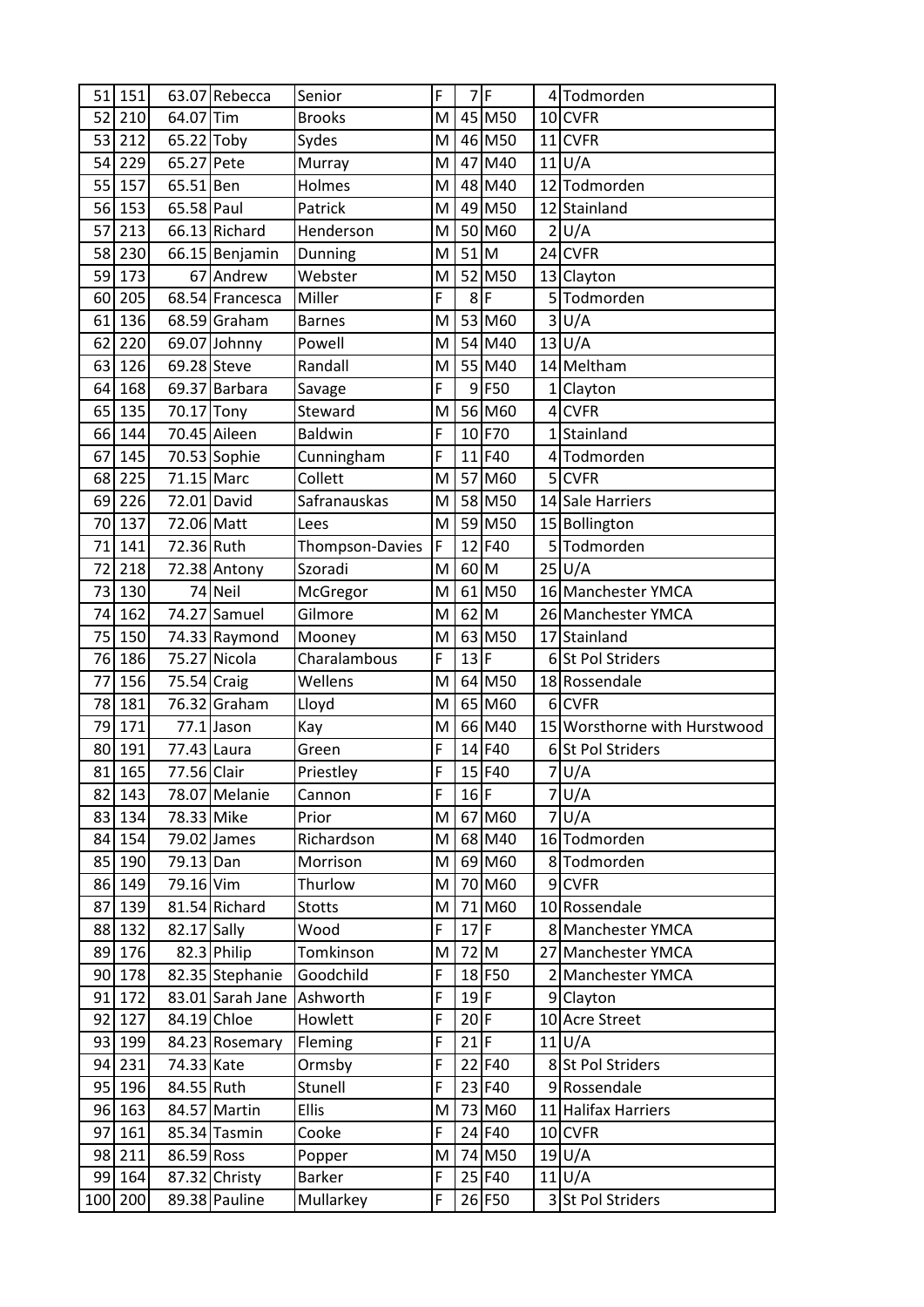| | | | | | | | | | |
|---|---|---|---|---|---|---|---|---|---|
| 51 | 151 | 63.07 | Rebecca | Senior | F | 7 | F | 4 | Todmorden |
| 52 | 210 | 64.07 | Tim | Brooks | M | 45 | M50 | 10 | CVFR |
| 53 | 212 | 65.22 | Toby | Sydes | M | 46 | M50 | 11 | CVFR |
| 54 | 229 | 65.27 | Pete | Murray | M | 47 | M40 | 11 | U/A |
| 55 | 157 | 65.51 | Ben | Holmes | M | 48 | M40 | 12 | Todmorden |
| 56 | 153 | 65.58 | Paul | Patrick | M | 49 | M50 | 12 | Stainland |
| 57 | 213 | 66.13 | Richard | Henderson | M | 50 | M60 | 2 | U/A |
| 58 | 230 | 66.15 | Benjamin | Dunning | M | 51 | M | 24 | CVFR |
| 59 | 173 | 67 | Andrew | Webster | M | 52 | M50 | 13 | Clayton |
| 60 | 205 | 68.54 | Francesca | Miller | F | 8 | F | 5 | Todmorden |
| 61 | 136 | 68.59 | Graham | Barnes | M | 53 | M60 | 3 | U/A |
| 62 | 220 | 69.07 | Johnny | Powell | M | 54 | M40 | 13 | U/A |
| 63 | 126 | 69.28 | Steve | Randall | M | 55 | M40 | 14 | Meltham |
| 64 | 168 | 69.37 | Barbara | Savage | F | 9 | F50 | 1 | Clayton |
| 65 | 135 | 70.17 | Tony | Steward | M | 56 | M60 | 4 | CVFR |
| 66 | 144 | 70.45 | Aileen | Baldwin | F | 10 | F70 | 1 | Stainland |
| 67 | 145 | 70.53 | Sophie | Cunningham | F | 11 | F40 | 4 | Todmorden |
| 68 | 225 | 71.15 | Marc | Collett | M | 57 | M60 | 5 | CVFR |
| 69 | 226 | 72.01 | David | Safranauskas | M | 58 | M50 | 14 | Sale Harriers |
| 70 | 137 | 72.06 | Matt | Lees | M | 59 | M50 | 15 | Bollington |
| 71 | 141 | 72.36 | Ruth | Thompson-Davies | F | 12 | F40 | 5 | Todmorden |
| 72 | 218 | 72.38 | Antony | Szoradi | M | 60 | M | 25 | U/A |
| 73 | 130 | 74 | Neil | McGregor | M | 61 | M50 | 16 | Manchester YMCA |
| 74 | 162 | 74.27 | Samuel | Gilmore | M | 62 | M | 26 | Manchester YMCA |
| 75 | 150 | 74.33 | Raymond | Mooney | M | 63 | M50 | 17 | Stainland |
| 76 | 186 | 75.27 | Nicola | Charalambous | F | 13 | F | 6 | St Pol Striders |
| 77 | 156 | 75.54 | Craig | Wellens | M | 64 | M50 | 18 | Rossendale |
| 78 | 181 | 76.32 | Graham | Lloyd | M | 65 | M60 | 6 | CVFR |
| 79 | 171 | 77.1 | Jason | Kay | M | 66 | M40 | 15 | Worsthorne with Hurstwood |
| 80 | 191 | 77.43 | Laura | Green | F | 14 | F40 | 6 | St Pol Striders |
| 81 | 165 | 77.56 | Clair | Priestley | F | 15 | F40 | 7 | U/A |
| 82 | 143 | 78.07 | Melanie | Cannon | F | 16 | F | 7 | U/A |
| 83 | 134 | 78.33 | Mike | Prior | M | 67 | M60 | 7 | U/A |
| 84 | 154 | 79.02 | James | Richardson | M | 68 | M40 | 16 | Todmorden |
| 85 | 190 | 79.13 | Dan | Morrison | M | 69 | M60 | 8 | Todmorden |
| 86 | 149 | 79.16 | Vim | Thurlow | M | 70 | M60 | 9 | CVFR |
| 87 | 139 | 81.54 | Richard | Stotts | M | 71 | M60 | 10 | Rossendale |
| 88 | 132 | 82.17 | Sally | Wood | F | 17 | F | 8 | Manchester YMCA |
| 89 | 176 | 82.3 | Philip | Tomkinson | M | 72 | M | 27 | Manchester YMCA |
| 90 | 178 | 82.35 | Stephanie | Goodchild | F | 18 | F50 | 2 | Manchester YMCA |
| 91 | 172 | 83.01 | Sarah Jane | Ashworth | F | 19 | F | 9 | Clayton |
| 92 | 127 | 84.19 | Chloe | Howlett | F | 20 | F | 10 | Acre Street |
| 93 | 199 | 84.23 | Rosemary | Fleming | F | 21 | F | 11 | U/A |
| 94 | 231 | 74.33 | Kate | Ormsby | F | 22 | F40 | 8 | St Pol Striders |
| 95 | 196 | 84.55 | Ruth | Stunell | F | 23 | F40 | 9 | Rossendale |
| 96 | 163 | 84.57 | Martin | Ellis | M | 73 | M60 | 11 | Halifax Harriers |
| 97 | 161 | 85.34 | Tasmin | Cooke | F | 24 | F40 | 10 | CVFR |
| 98 | 211 | 86.59 | Ross | Popper | M | 74 | M50 | 19 | U/A |
| 99 | 164 | 87.32 | Christy | Barker | F | 25 | F40 | 11 | U/A |
| 100 | 200 | 89.38 | Pauline | Mullarkey | F | 26 | F50 | 3 | St Pol Striders |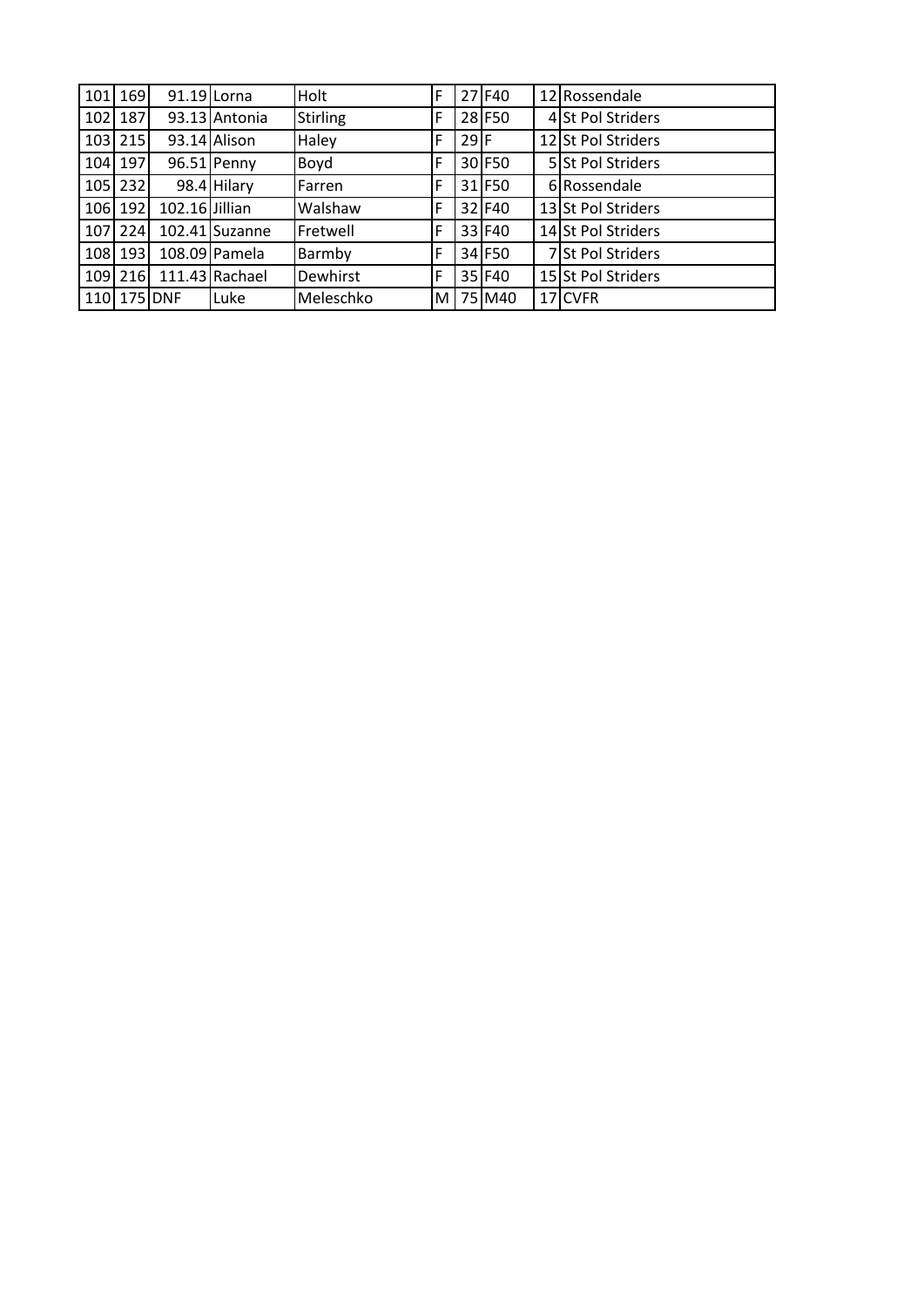| | | | | | | | | | |
|---|---|---|---|---|---|---|---|---|---|
| 101 | 169 | 91.19 | Lorna | Holt | F | 27 | F40 | 12 | Rossendale |
| 102 | 187 | 93.13 | Antonia | Stirling | F | 28 | F50 | 4 | St Pol Striders |
| 103 | 215 | 93.14 | Alison | Haley | F | 29 | F | 12 | St Pol Striders |
| 104 | 197 | 96.51 | Penny | Boyd | F | 30 | F50 | 5 | St Pol Striders |
| 105 | 232 | 98.4 | Hilary | Farren | F | 31 | F50 | 6 | Rossendale |
| 106 | 192 | 102.16 | Jillian | Walshaw | F | 32 | F40 | 13 | St Pol Striders |
| 107 | 224 | 102.41 | Suzanne | Fretwell | F | 33 | F40 | 14 | St Pol Striders |
| 108 | 193 | 108.09 | Pamela | Barmby | F | 34 | F50 | 7 | St Pol Striders |
| 109 | 216 | 111.43 | Rachael | Dewhirst | F | 35 | F40 | 15 | St Pol Striders |
| 110 | 175 | DNF | Luke | Meleschko | M | 75 | M40 | 17 | CVFR |